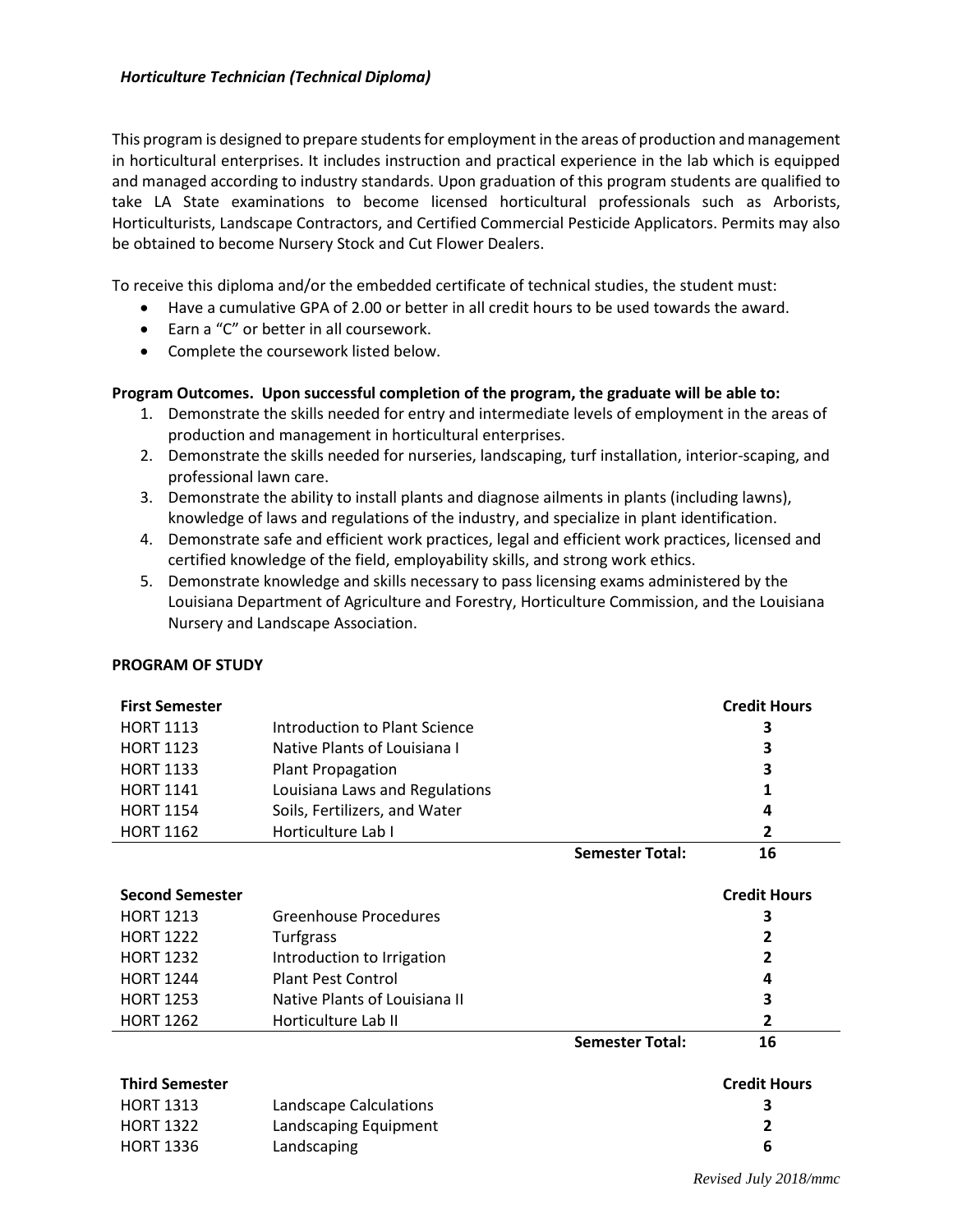***Horticulture Technician (Technical Diploma)***

This program is designed to prepare students for employment in the areas of production and management in horticultural enterprises. It includes instruction and practical experience in the lab which is equipped and managed according to industry standards. Upon graduation of this program students are qualified to take LA State examinations to become licensed horticultural professionals such as Arborists, Horticulturists, Landscape Contractors, and Certified Commercial Pesticide Applicators. Permits may also be obtained to become Nursery Stock and Cut Flower Dealers.

To receive this diploma and/or the embedded certificate of technical studies, the student must:

- Have a cumulative GPA of 2.00 or better in all credit hours to be used towards the award.
- Earn a "C" or better in all coursework.
- Complete the coursework listed below.

**Program Outcomes. Upon successful completion of the program, the graduate will be able to:**

1. Demonstrate the skills needed for entry and intermediate levels of employment in the areas of production and management in horticultural enterprises.
2. Demonstrate the skills needed for nurseries, landscaping, turf installation, interior-scaping, and professional lawn care.
3. Demonstrate the ability to install plants and diagnose ailments in plants (including lawns), knowledge of laws and regulations of the industry, and specialize in plant identification.
4. Demonstrate safe and efficient work practices, legal and efficient work practices, licensed and certified knowledge of the field, employability skills, and strong work ethics.
5. Demonstrate knowledge and skills necessary to pass licensing exams administered by the Louisiana Department of Agriculture and Forestry, Horticulture Commission, and the Louisiana Nursery and Landscape Association.

**PROGRAM OF STUDY**

| **First Semester** | | | **Credit Hours** |
|---|---|---|---|
| HORT 1113 | Introduction to Plant Science | | **3** |
| HORT 1123 | Native Plants of Louisiana I | | **3** |
| HORT 1133 | Plant Propagation | | **3** |
| HORT 1141 | Louisiana Laws and Regulations | | **1** |
| HORT 1154 | Soils, Fertilizers, and Water | | **4** |
| HORT 1162 | Horticulture Lab I | | **2** |
| | | **Semester Total:** | **16** |

| **Second Semester** | | | **Credit Hours** |
|---|---|---|---|
| HORT 1213 | Greenhouse Procedures | | **3** |
| HORT 1222 | Turfgrass | | **2** |
| HORT 1232 | Introduction to Irrigation | | **2** |
| HORT 1244 | Plant Pest Control | | **4** |
| HORT 1253 | Native Plants of Louisiana II | | **3** |
| HORT 1262 | Horticulture Lab II | | **2** |
| | | **Semester Total:** | **16** |

| **Third Semester** | | | **Credit Hours** |
|---|---|---|---|
| HORT 1313 | Landscape Calculations | | **3** |
| HORT 1322 | Landscaping Equipment | | **2** |
| HORT 1336 | Landscaping | | **6** |

*Revised July 2018/mmc*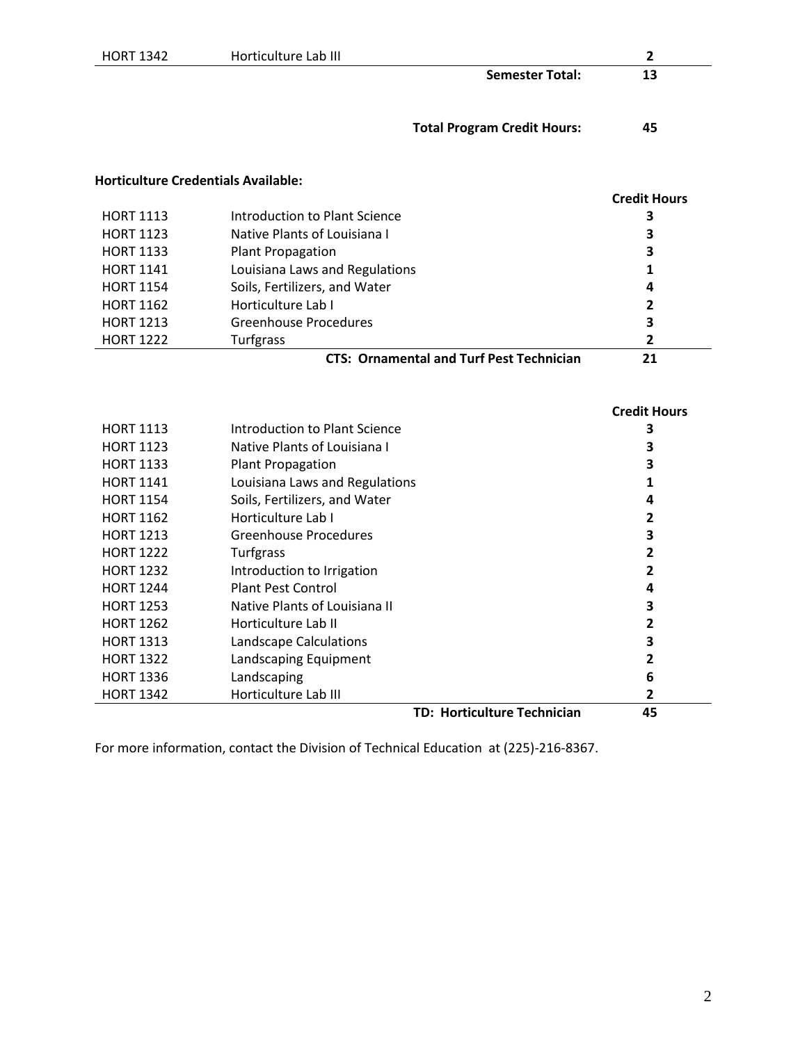| | | |
|---|---|---|
| HORT 1342 | Horticulture Lab III | 2 |
| | **Semester Total:** | **13** |
| | | |
| | **Total Program Credit Hours:** | **45** |

**Horticulture Credentials Available:**

| | | **Credit Hours** |
|---|---|---|
| HORT 1113 | Introduction to Plant Science | 3 |
| HORT 1123 | Native Plants of Louisiana I | 3 |
| HORT 1133 | Plant Propagation | 3 |
| HORT 1141 | Louisiana Laws and Regulations | 1 |
| HORT 1154 | Soils, Fertilizers, and Water | 4 |
| HORT 1162 | Horticulture Lab I | 2 |
| HORT 1213 | Greenhouse Procedures | 3 |
| HORT 1222 | Turfgrass | 2 |
| | **CTS: Ornamental and Turf Pest Technician** | **21** |

| | | **Credit Hours** |
|---|---|---|
| HORT 1113 | Introduction to Plant Science | 3 |
| HORT 1123 | Native Plants of Louisiana I | 3 |
| HORT 1133 | Plant Propagation | 3 |
| HORT 1141 | Louisiana Laws and Regulations | 1 |
| HORT 1154 | Soils, Fertilizers, and Water | 4 |
| HORT 1162 | Horticulture Lab I | 2 |
| HORT 1213 | Greenhouse Procedures | 3 |
| HORT 1222 | Turfgrass | 2 |
| HORT 1232 | Introduction to Irrigation | 2 |
| HORT 1244 | Plant Pest Control | 4 |
| HORT 1253 | Native Plants of Louisiana II | 3 |
| HORT 1262 | Horticulture Lab II | 2 |
| HORT 1313 | Landscape Calculations | 3 |
| HORT 1322 | Landscaping Equipment | 2 |
| HORT 1336 | Landscaping | 6 |
| HORT 1342 | Horticulture Lab III | 2 |
| | **TD: Horticulture Technician** | **45** |

For more information, contact the Division of Technical Education at (225)-216-8367.